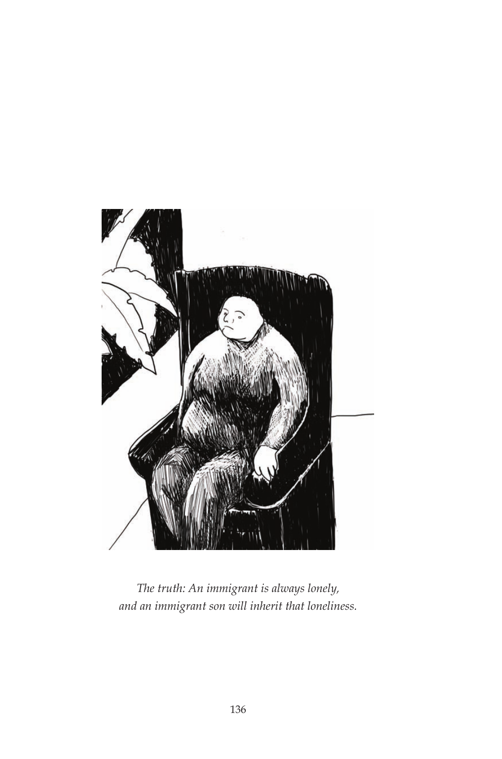*The truth: An immigrant is always lonely,*
*and an immigrant son will inherit that loneliness.*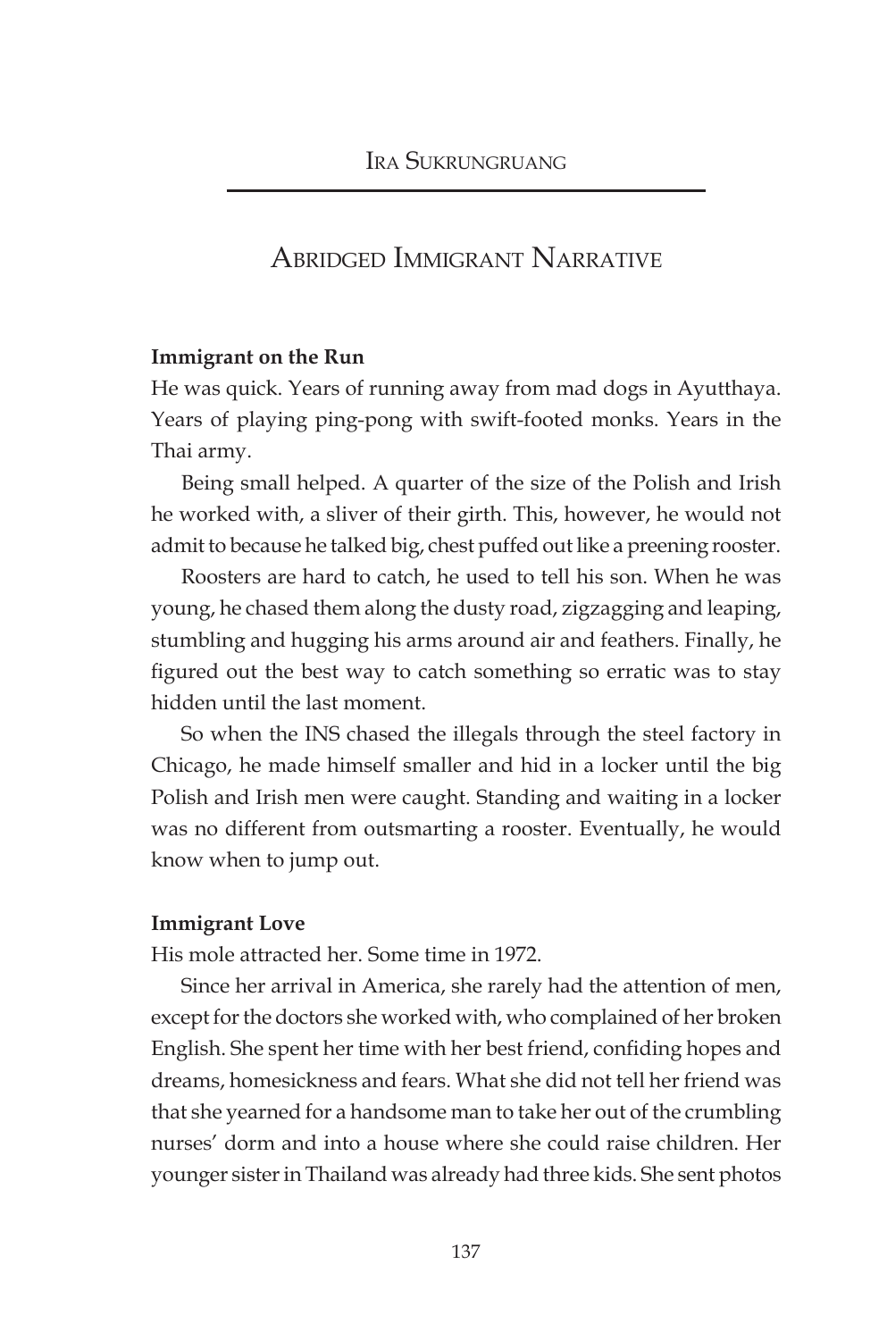Ira Sukrungruang

# Abridged Immigrant Narrative

**Immigrant on the Run**

He was quick. Years of running away from mad dogs in Ayutthaya. Years of playing ping-pong with swift-footed monks. Years in the Thai army.

Being small helped. A quarter of the size of the Polish and Irish he worked with, a sliver of their girth. This, however, he would not admit to because he talked big, chest puffed out like a preening rooster.

Roosters are hard to catch, he used to tell his son. When he was young, he chased them along the dusty road, zigzagging and leaping, stumbling and hugging his arms around air and feathers. Finally, he figured out the best way to catch something so erratic was to stay hidden until the last moment.

So when the INS chased the illegals through the steel factory in Chicago, he made himself smaller and hid in a locker until the big Polish and Irish men were caught. Standing and waiting in a locker was no different from outsmarting a rooster. Eventually, he would know when to jump out.

**Immigrant Love**

His mole attracted her. Some time in 1972.

Since her arrival in America, she rarely had the attention of men, except for the doctors she worked with, who complained of her broken English. She spent her time with her best friend, confiding hopes and dreams, homesickness and fears. What she did not tell her friend was that she yearned for a handsome man to take her out of the crumbling nurses' dorm and into a house where she could raise children. Her younger sister in Thailand was already had three kids. She sent photos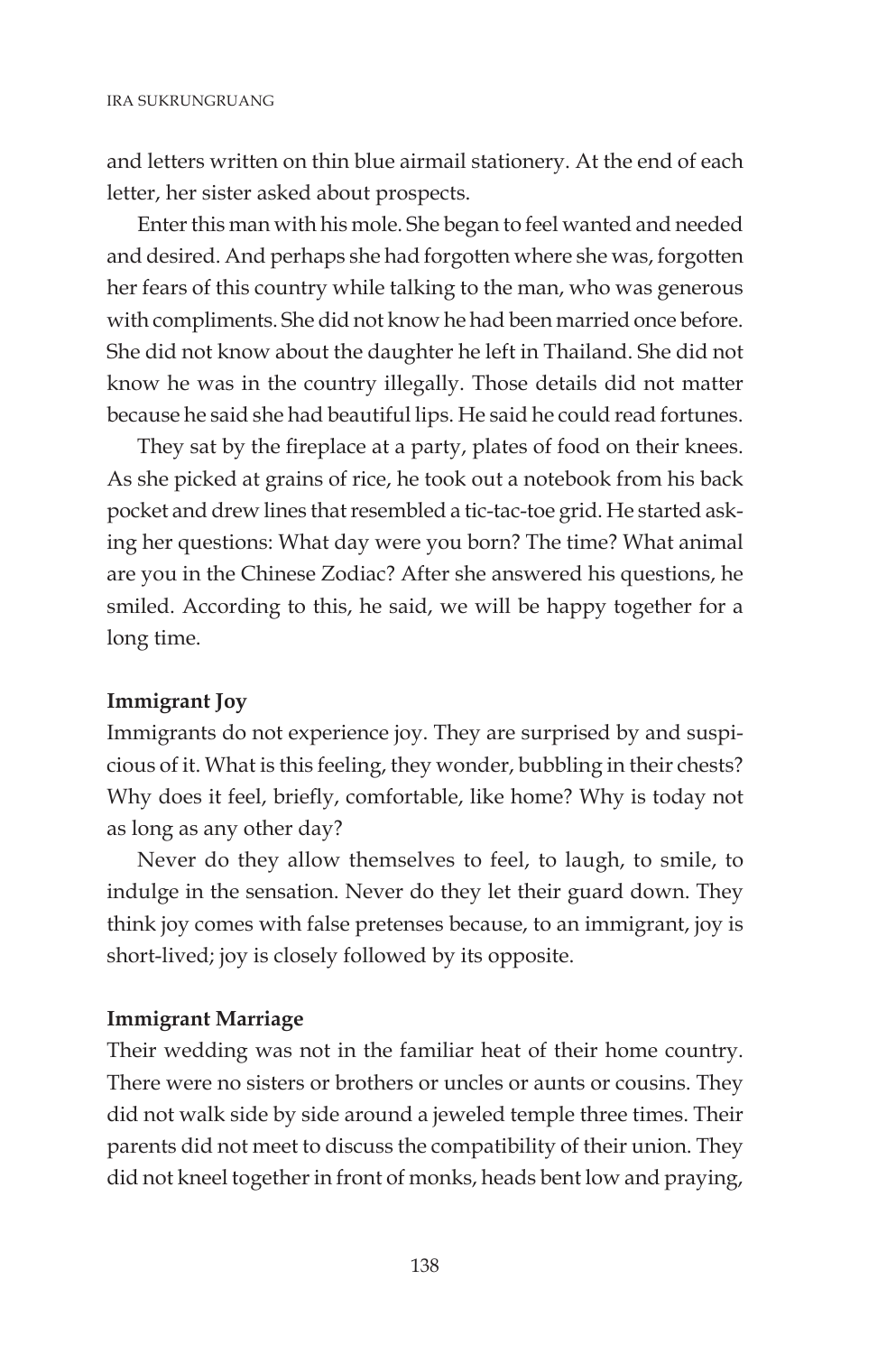and letters written on thin blue airmail stationery. At the end of each letter, her sister asked about prospects.

Enter this man with his mole. She began to feel wanted and needed and desired. And perhaps she had forgotten where she was, forgotten her fears of this country while talking to the man, who was generous with compliments. She did not know he had been married once before. She did not know about the daughter he left in Thailand. She did not know he was in the country illegally. Those details did not matter because he said she had beautiful lips. He said he could read fortunes.

They sat by the fireplace at a party, plates of food on their knees. As she picked at grains of rice, he took out a notebook from his back pocket and drew lines that resembled a tic-tac-toe grid. He started asking her questions: What day were you born? The time? What animal are you in the Chinese Zodiac? After she answered his questions, he smiled. According to this, he said, we will be happy together for a long time.

**Immigrant Joy**

Immigrants do not experience joy. They are surprised by and suspicious of it. What is this feeling, they wonder, bubbling in their chests? Why does it feel, briefly, comfortable, like home? Why is today not as long as any other day?

Never do they allow themselves to feel, to laugh, to smile, to indulge in the sensation. Never do they let their guard down. They think joy comes with false pretenses because, to an immigrant, joy is short-lived; joy is closely followed by its opposite.

**Immigrant Marriage**

Their wedding was not in the familiar heat of their home country. There were no sisters or brothers or uncles or aunts or cousins. They did not walk side by side around a jeweled temple three times. Their parents did not meet to discuss the compatibility of their union. They did not kneel together in front of monks, heads bent low and praying,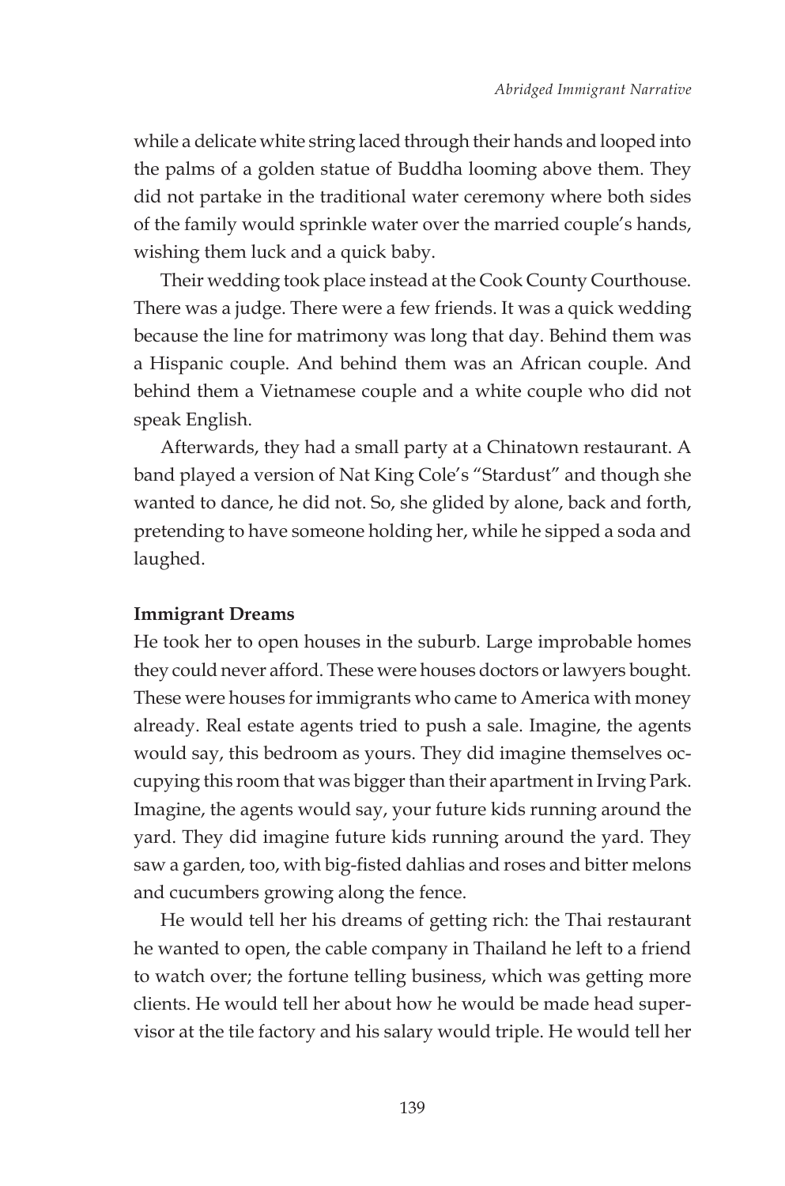while a delicate white string laced through their hands and looped into the palms of a golden statue of Buddha looming above them. They did not partake in the traditional water ceremony where both sides of the family would sprinkle water over the married couple's hands, wishing them luck and a quick baby.

Their wedding took place instead at the Cook County Courthouse. There was a judge. There were a few friends. It was a quick wedding because the line for matrimony was long that day. Behind them was a Hispanic couple. And behind them was an African couple. And behind them a Vietnamese couple and a white couple who did not speak English.

Afterwards, they had a small party at a Chinatown restaurant. A band played a version of Nat King Cole's "Stardust" and though she wanted to dance, he did not. So, she glided by alone, back and forth, pretending to have someone holding her, while he sipped a soda and laughed.

**Immigrant Dreams**

He took her to open houses in the suburb. Large improbable homes they could never afford. These were houses doctors or lawyers bought. These were houses for immigrants who came to America with money already. Real estate agents tried to push a sale. Imagine, the agents would say, this bedroom as yours. They did imagine themselves occupying this room that was bigger than their apartment in Irving Park. Imagine, the agents would say, your future kids running around the yard. They did imagine future kids running around the yard. They saw a garden, too, with big-fisted dahlias and roses and bitter melons and cucumbers growing along the fence.

He would tell her his dreams of getting rich: the Thai restaurant he wanted to open, the cable company in Thailand he left to a friend to watch over; the fortune telling business, which was getting more clients. He would tell her about how he would be made head supervisor at the tile factory and his salary would triple. He would tell her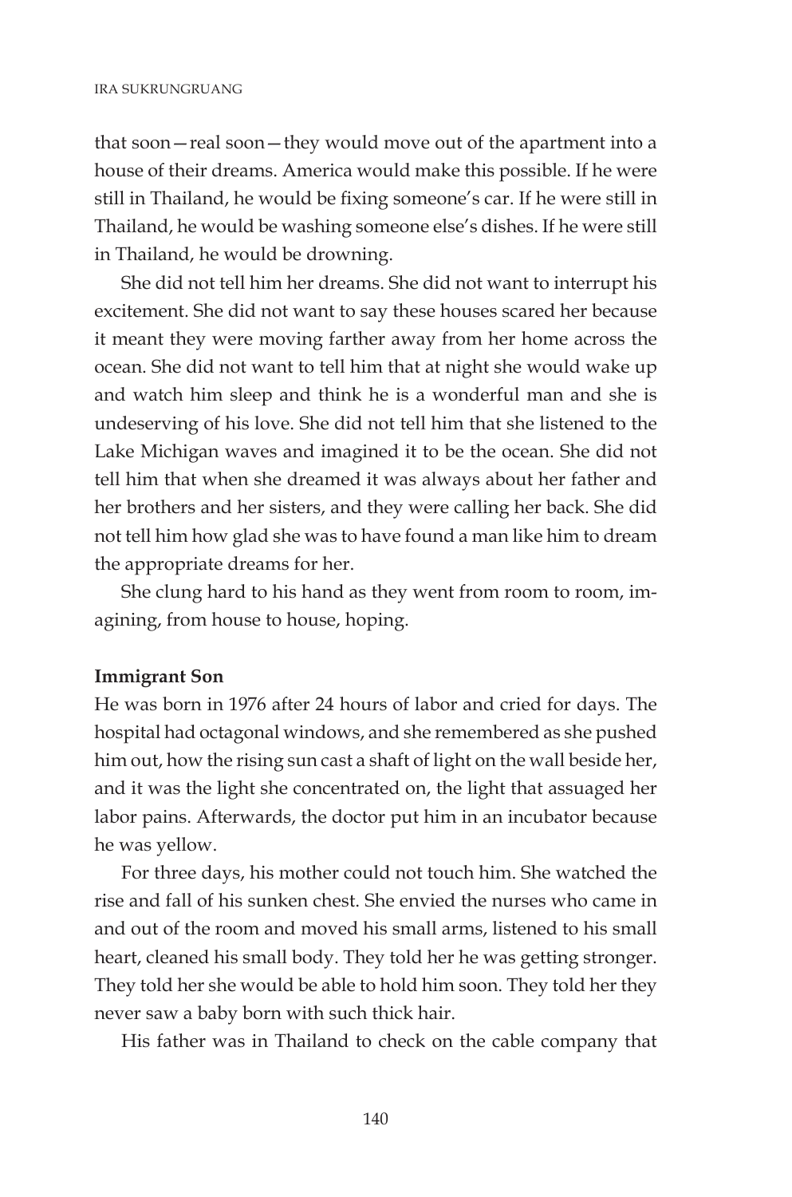that soon—real soon—they would move out of the apartment into a house of their dreams. America would make this possible. If he were still in Thailand, he would be fixing someone's car. If he were still in Thailand, he would be washing someone else's dishes. If he were still in Thailand, he would be drowning.

She did not tell him her dreams. She did not want to interrupt his excitement. She did not want to say these houses scared her because it meant they were moving farther away from her home across the ocean. She did not want to tell him that at night she would wake up and watch him sleep and think he is a wonderful man and she is undeserving of his love. She did not tell him that she listened to the Lake Michigan waves and imagined it to be the ocean. She did not tell him that when she dreamed it was always about her father and her brothers and her sisters, and they were calling her back. She did not tell him how glad she was to have found a man like him to dream the appropriate dreams for her.

She clung hard to his hand as they went from room to room, imagining, from house to house, hoping.

**Immigrant Son**

He was born in 1976 after 24 hours of labor and cried for days. The hospital had octagonal windows, and she remembered as she pushed him out, how the rising sun cast a shaft of light on the wall beside her, and it was the light she concentrated on, the light that assuaged her labor pains. Afterwards, the doctor put him in an incubator because he was yellow.

For three days, his mother could not touch him. She watched the rise and fall of his sunken chest. She envied the nurses who came in and out of the room and moved his small arms, listened to his small heart, cleaned his small body. They told her he was getting stronger. They told her she would be able to hold him soon. They told her they never saw a baby born with such thick hair.

His father was in Thailand to check on the cable company that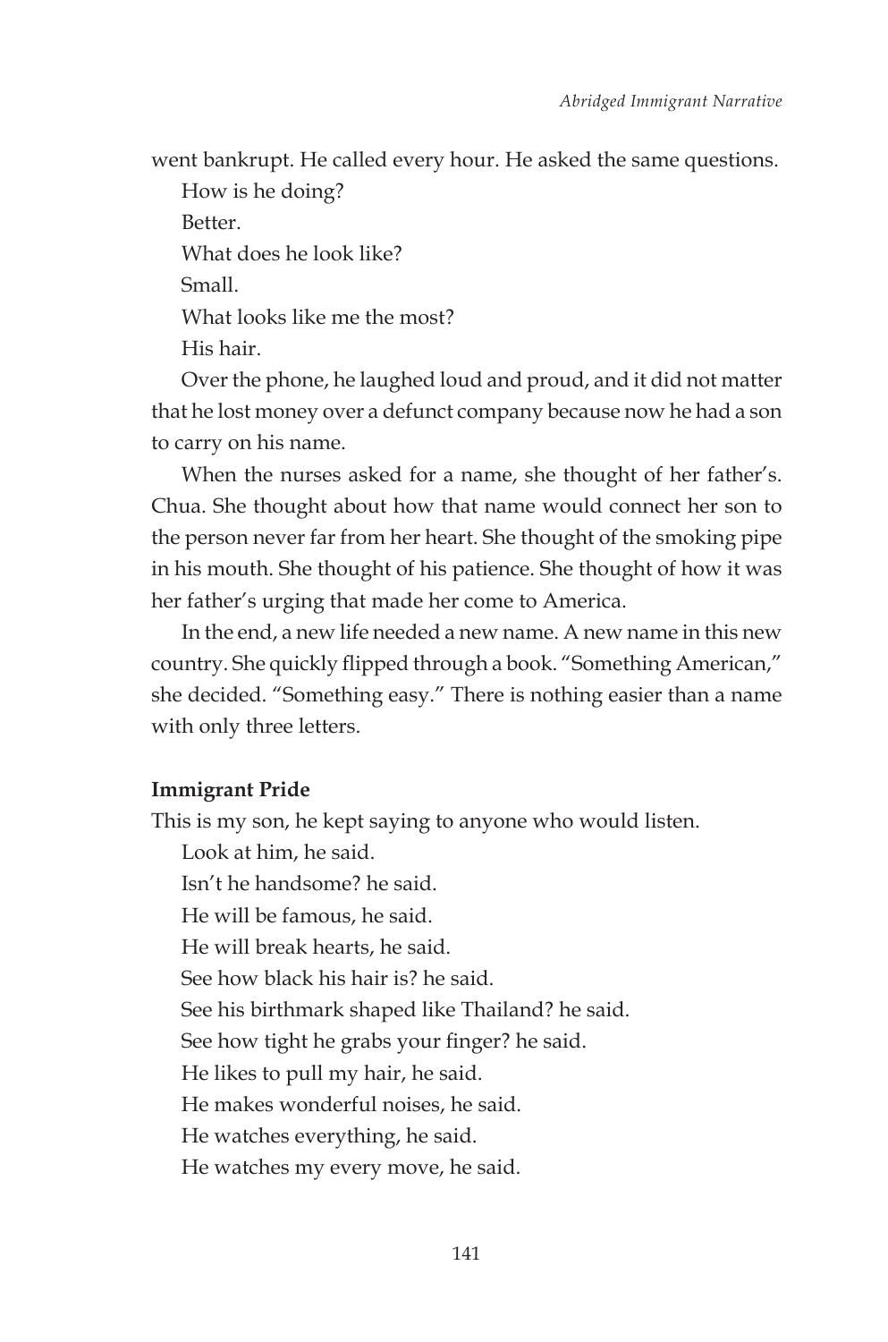went bankrupt. He called every hour. He asked the same questions.

How is he doing?

Better.

What does he look like?

Small.

What looks like me the most?

His hair.

Over the phone, he laughed loud and proud, and it did not matter that he lost money over a defunct company because now he had a son to carry on his name.

When the nurses asked for a name, she thought of her father's. Chua. She thought about how that name would connect her son to the person never far from her heart. She thought of the smoking pipe in his mouth. She thought of his patience. She thought of how it was her father's urging that made her come to America.

In the end, a new life needed a new name. A new name in this new country. She quickly flipped through a book. "Something American," she decided. "Something easy." There is nothing easier than a name with only three letters.

**Immigrant Pride**

This is my son, he kept saying to anyone who would listen.

Look at him, he said.

Isn't he handsome? he said.

He will be famous, he said.

He will break hearts, he said.

See how black his hair is? he said.

See his birthmark shaped like Thailand? he said.

See how tight he grabs your finger? he said.

He likes to pull my hair, he said.

He makes wonderful noises, he said.

He watches everything, he said.

He watches my every move, he said.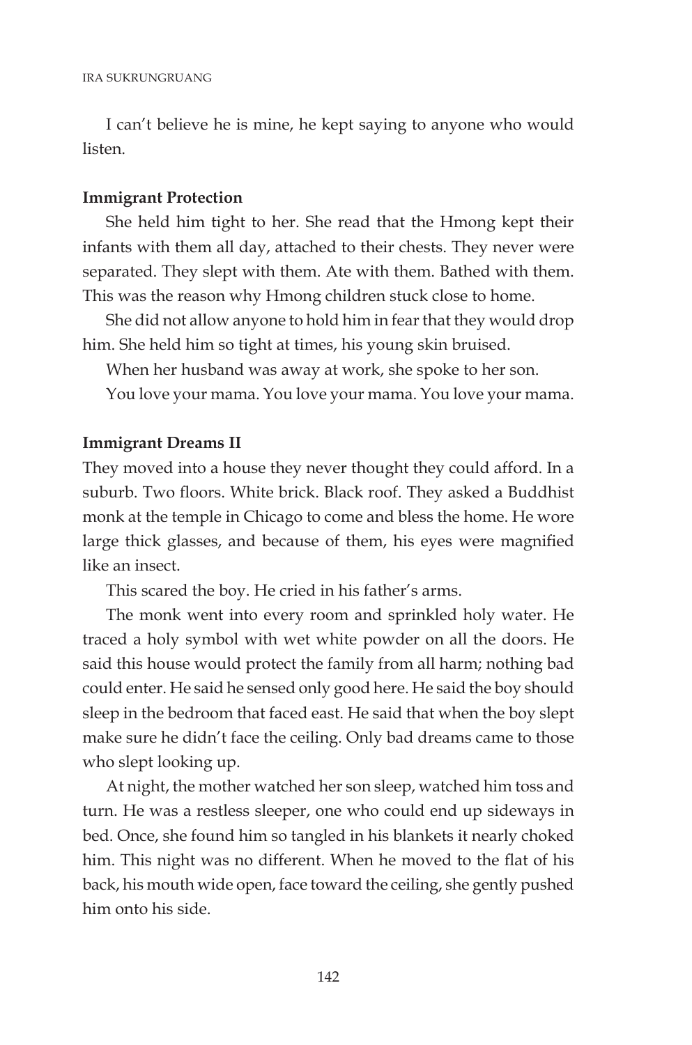I can't believe he is mine, he kept saying to anyone who would listen.

**Immigrant Protection**

She held him tight to her. She read that the Hmong kept their infants with them all day, attached to their chests. They never were separated. They slept with them. Ate with them. Bathed with them. This was the reason why Hmong children stuck close to home.

She did not allow anyone to hold him in fear that they would drop him. She held him so tight at times, his young skin bruised.

When her husband was away at work, she spoke to her son.

You love your mama. You love your mama. You love your mama.

**Immigrant Dreams II**

They moved into a house they never thought they could afford. In a suburb. Two floors. White brick. Black roof. They asked a Buddhist monk at the temple in Chicago to come and bless the home. He wore large thick glasses, and because of them, his eyes were magnified like an insect.

This scared the boy. He cried in his father's arms.

The monk went into every room and sprinkled holy water. He traced a holy symbol with wet white powder on all the doors. He said this house would protect the family from all harm; nothing bad could enter. He said he sensed only good here. He said the boy should sleep in the bedroom that faced east. He said that when the boy slept make sure he didn't face the ceiling. Only bad dreams came to those who slept looking up.

At night, the mother watched her son sleep, watched him toss and turn. He was a restless sleeper, one who could end up sideways in bed. Once, she found him so tangled in his blankets it nearly choked him. This night was no different. When he moved to the flat of his back, his mouth wide open, face toward the ceiling, she gently pushed him onto his side.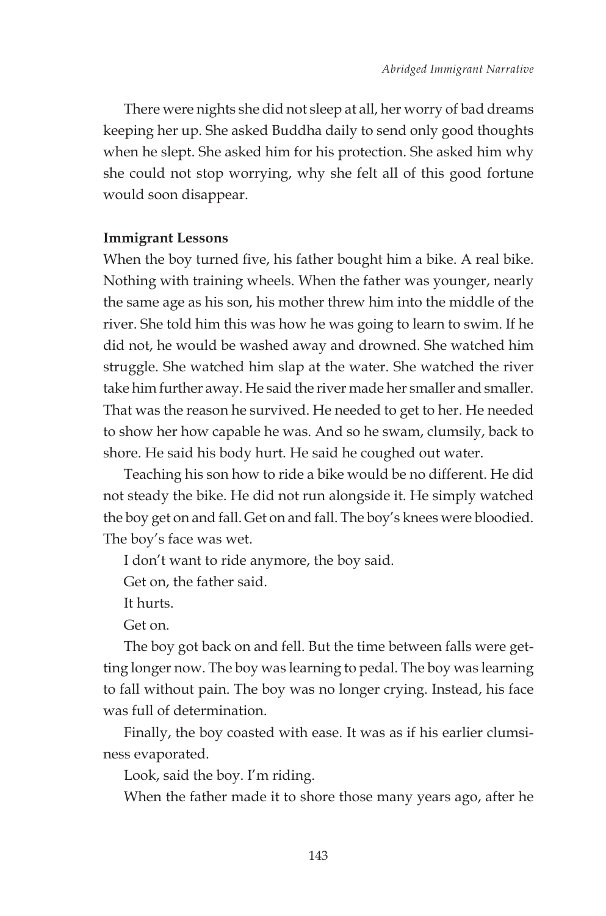There were nights she did not sleep at all, her worry of bad dreams keeping her up. She asked Buddha daily to send only good thoughts when he slept. She asked him for his protection. She asked him why she could not stop worrying, why she felt all of this good fortune would soon disappear.

**Immigrant Lessons**

When the boy turned five, his father bought him a bike. A real bike. Nothing with training wheels. When the father was younger, nearly the same age as his son, his mother threw him into the middle of the river. She told him this was how he was going to learn to swim. If he did not, he would be washed away and drowned. She watched him struggle. She watched him slap at the water. She watched the river take him further away. He said the river made her smaller and smaller. That was the reason he survived. He needed to get to her. He needed to show her how capable he was. And so he swam, clumsily, back to shore. He said his body hurt. He said he coughed out water.

Teaching his son how to ride a bike would be no different. He did not steady the bike. He did not run alongside it. He simply watched the boy get on and fall. Get on and fall. The boy's knees were bloodied. The boy's face was wet.

I don't want to ride anymore, the boy said.

Get on, the father said.

It hurts.

Get on.

The boy got back on and fell. But the time between falls were getting longer now. The boy was learning to pedal. The boy was learning to fall without pain. The boy was no longer crying. Instead, his face was full of determination.

Finally, the boy coasted with ease. It was as if his earlier clumsiness evaporated.

Look, said the boy. I'm riding.

When the father made it to shore those many years ago, after he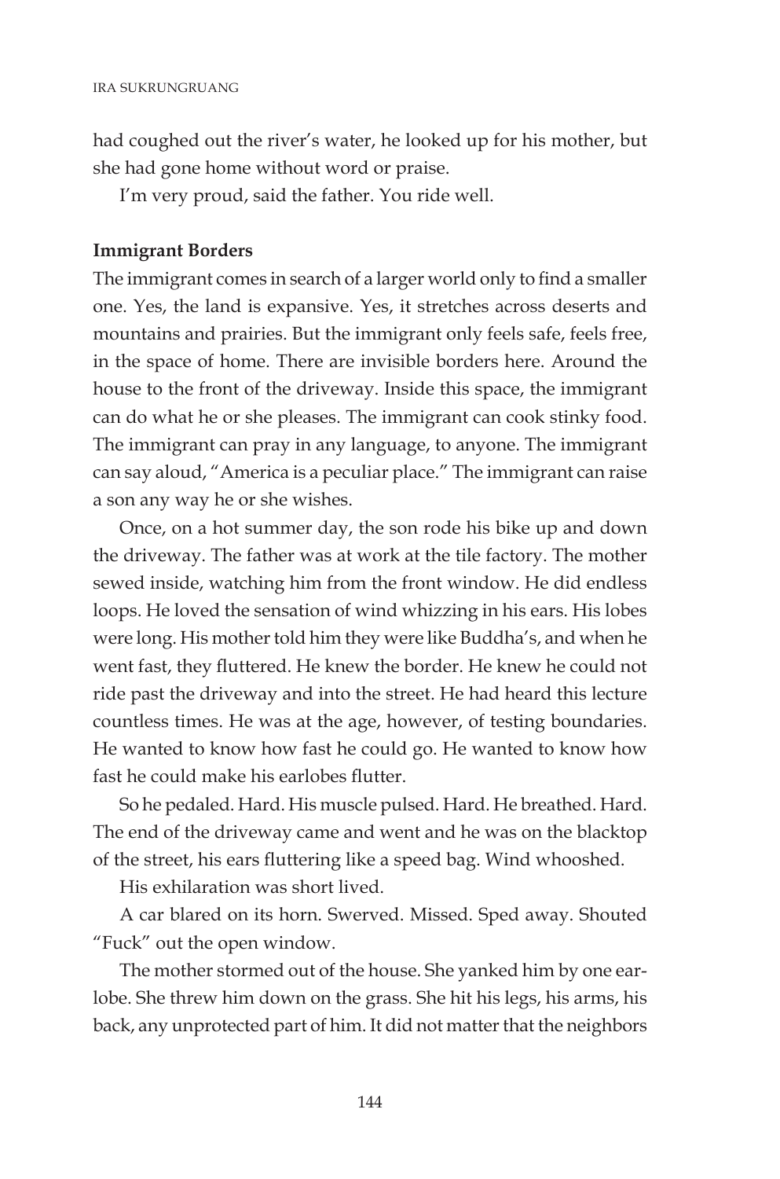had coughed out the river's water, he looked up for his mother, but she had gone home without word or praise.

I'm very proud, said the father. You ride well.

**Immigrant Borders**

The immigrant comes in search of a larger world only to find a smaller one. Yes, the land is expansive. Yes, it stretches across deserts and mountains and prairies. But the immigrant only feels safe, feels free, in the space of home. There are invisible borders here. Around the house to the front of the driveway. Inside this space, the immigrant can do what he or she pleases. The immigrant can cook stinky food. The immigrant can pray in any language, to anyone. The immigrant can say aloud, "America is a peculiar place." The immigrant can raise a son any way he or she wishes.

Once, on a hot summer day, the son rode his bike up and down the driveway. The father was at work at the tile factory. The mother sewed inside, watching him from the front window. He did endless loops. He loved the sensation of wind whizzing in his ears. His lobes were long. His mother told him they were like Buddha's, and when he went fast, they fluttered. He knew the border. He knew he could not ride past the driveway and into the street. He had heard this lecture countless times. He was at the age, however, of testing boundaries. He wanted to know how fast he could go. He wanted to know how fast he could make his earlobes flutter.

So he pedaled. Hard. His muscle pulsed. Hard. He breathed. Hard. The end of the driveway came and went and he was on the blacktop of the street, his ears fluttering like a speed bag. Wind whooshed.

His exhilaration was short lived.

A car blared on its horn. Swerved. Missed. Sped away. Shouted "Fuck" out the open window.

The mother stormed out of the house. She yanked him by one earlobe. She threw him down on the grass. She hit his legs, his arms, his back, any unprotected part of him. It did not matter that the neighbors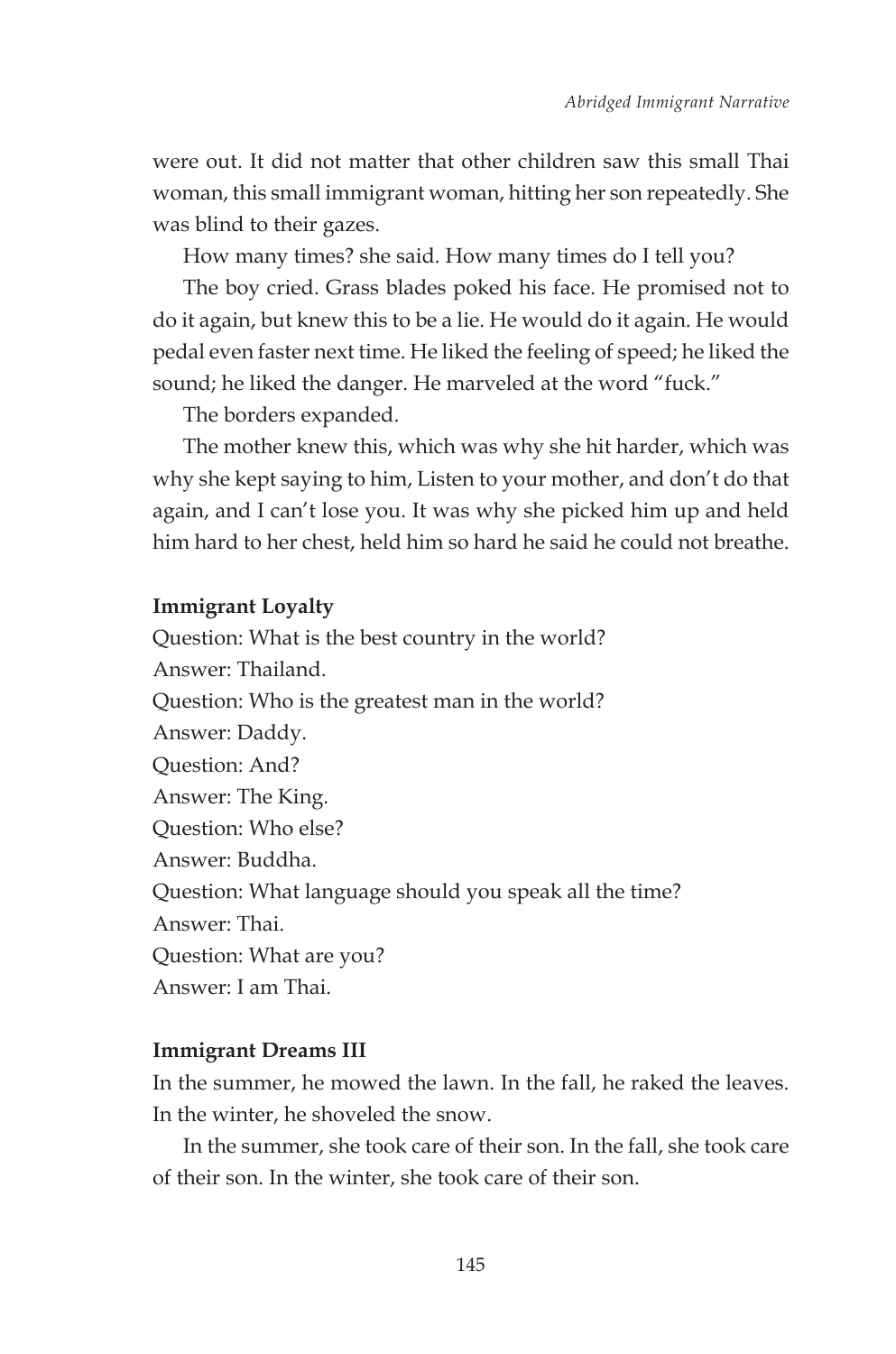were out. It did not matter that other children saw this small Thai woman, this small immigrant woman, hitting her son repeatedly. She was blind to their gazes.

How many times? she said. How many times do I tell you?

The boy cried. Grass blades poked his face. He promised not to do it again, but knew this to be a lie. He would do it again. He would pedal even faster next time. He liked the feeling of speed; he liked the sound; he liked the danger. He marveled at the word "fuck."

The borders expanded.

The mother knew this, which was why she hit harder, which was why she kept saying to him, Listen to your mother, and don't do that again, and I can't lose you. It was why she picked him up and held him hard to her chest, held him so hard he said he could not breathe.

**Immigrant Loyalty**

Question: What is the best country in the world?
Answer: Thailand.
Question: Who is the greatest man in the world?
Answer: Daddy.
Question: And?
Answer: The King.
Question: Who else?
Answer: Buddha.
Question: What language should you speak all the time?
Answer: Thai.
Question: What are you?
Answer: I am Thai.

**Immigrant Dreams III**

In the summer, he mowed the lawn. In the fall, he raked the leaves. In the winter, he shoveled the snow.

In the summer, she took care of their son. In the fall, she took care of their son. In the winter, she took care of their son.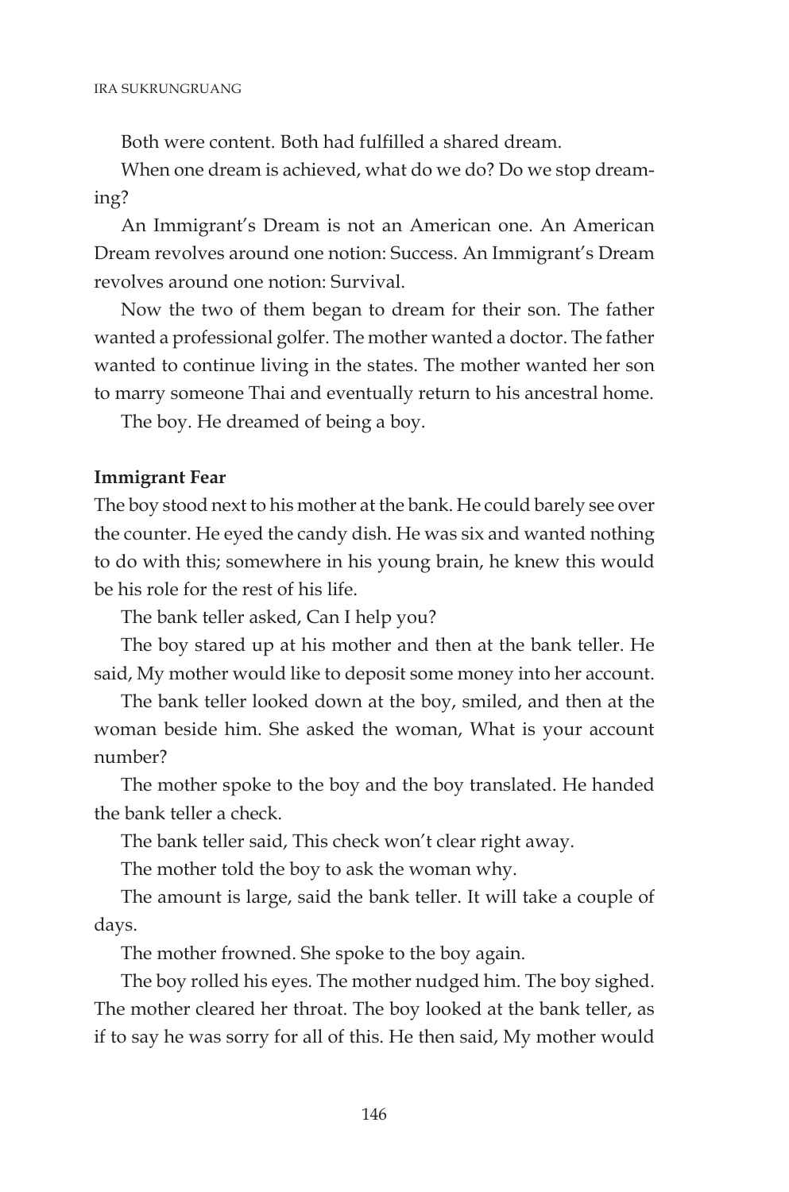Both were content. Both had fulfilled a shared dream.

When one dream is achieved, what do we do? Do we stop dreaming?

An Immigrant's Dream is not an American one. An American Dream revolves around one notion: Success. An Immigrant's Dream revolves around one notion: Survival.

Now the two of them began to dream for their son. The father wanted a professional golfer. The mother wanted a doctor. The father wanted to continue living in the states. The mother wanted her son to marry someone Thai and eventually return to his ancestral home.

The boy. He dreamed of being a boy.

**Immigrant Fear**

The boy stood next to his mother at the bank. He could barely see over the counter. He eyed the candy dish. He was six and wanted nothing to do with this; somewhere in his young brain, he knew this would be his role for the rest of his life.

The bank teller asked, Can I help you?

The boy stared up at his mother and then at the bank teller. He said, My mother would like to deposit some money into her account.

The bank teller looked down at the boy, smiled, and then at the woman beside him. She asked the woman, What is your account number?

The mother spoke to the boy and the boy translated. He handed the bank teller a check.

The bank teller said, This check won't clear right away.

The mother told the boy to ask the woman why.

The amount is large, said the bank teller. It will take a couple of days.

The mother frowned. She spoke to the boy again.

The boy rolled his eyes. The mother nudged him. The boy sighed. The mother cleared her throat. The boy looked at the bank teller, as if to say he was sorry for all of this. He then said, My mother would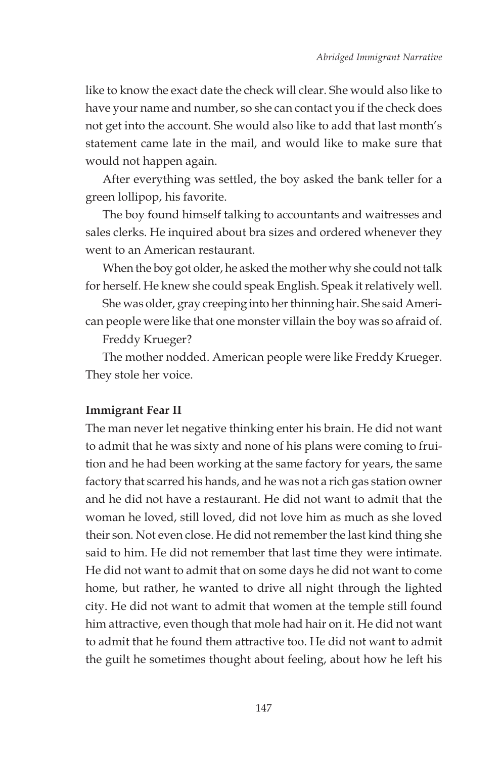like to know the exact date the check will clear. She would also like to have your name and number, so she can contact you if the check does not get into the account. She would also like to add that last month's statement came late in the mail, and would like to make sure that would not happen again.

After everything was settled, the boy asked the bank teller for a green lollipop, his favorite.

The boy found himself talking to accountants and waitresses and sales clerks. He inquired about bra sizes and ordered whenever they went to an American restaurant.

When the boy got older, he asked the mother why she could not talk for herself. He knew she could speak English. Speak it relatively well.

She was older, gray creeping into her thinning hair. She said American people were like that one monster villain the boy was so afraid of.

Freddy Krueger?

The mother nodded. American people were like Freddy Krueger. They stole her voice.

**Immigrant Fear II**

The man never let negative thinking enter his brain. He did not want to admit that he was sixty and none of his plans were coming to fruition and he had been working at the same factory for years, the same factory that scarred his hands, and he was not a rich gas station owner and he did not have a restaurant. He did not want to admit that the woman he loved, still loved, did not love him as much as she loved their son. Not even close. He did not remember the last kind thing she said to him. He did not remember that last time they were intimate. He did not want to admit that on some days he did not want to come home, but rather, he wanted to drive all night through the lighted city. He did not want to admit that women at the temple still found him attractive, even though that mole had hair on it. He did not want to admit that he found them attractive too. He did not want to admit the guilt he sometimes thought about feeling, about how he left his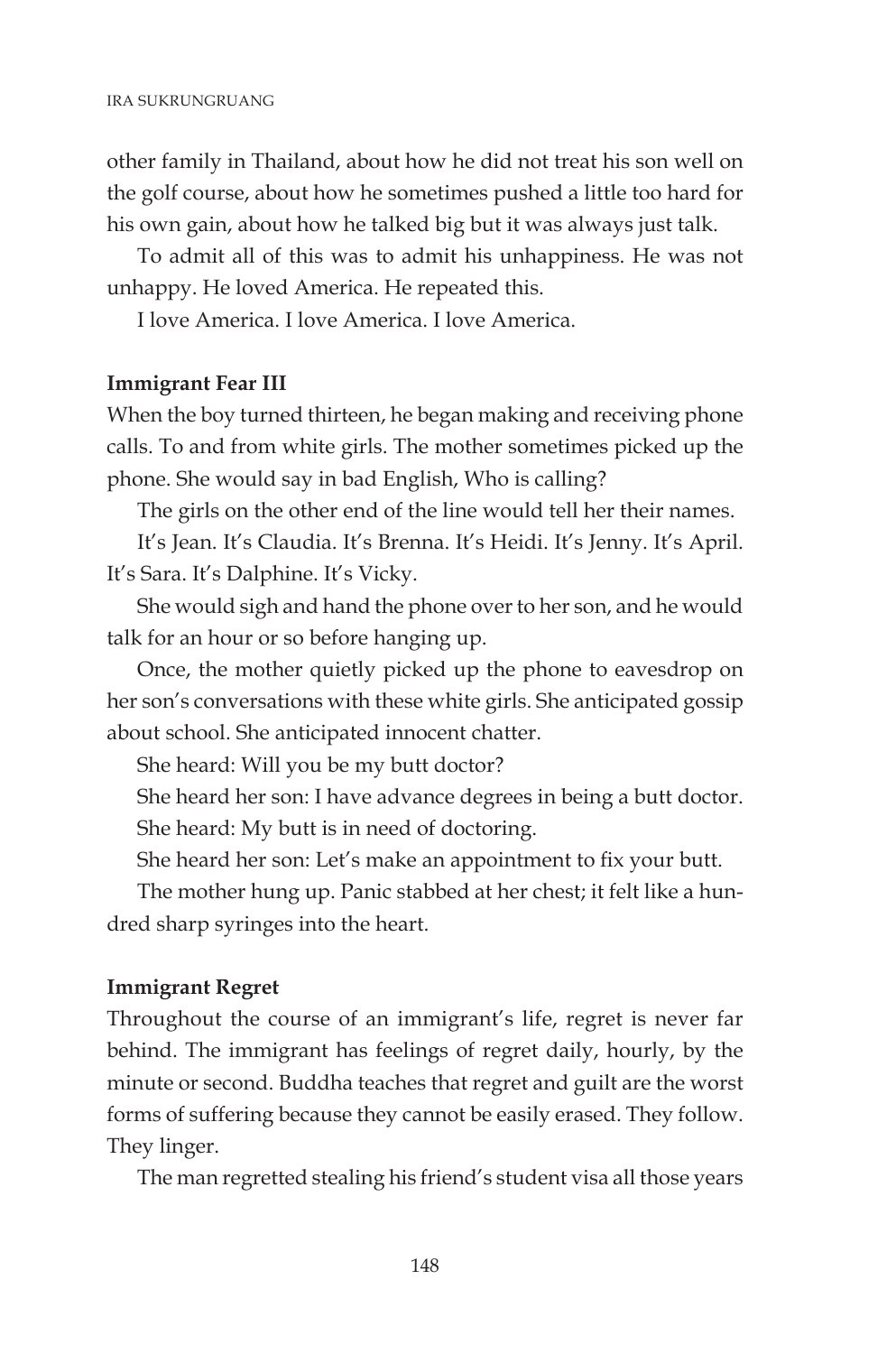other family in Thailand, about how he did not treat his son well on the golf course, about how he sometimes pushed a little too hard for his own gain, about how he talked big but it was always just talk.

To admit all of this was to admit his unhappiness. He was not unhappy. He loved America. He repeated this.

I love America. I love America. I love America.

**Immigrant Fear III**

When the boy turned thirteen, he began making and receiving phone calls. To and from white girls. The mother sometimes picked up the phone. She would say in bad English, Who is calling?

The girls on the other end of the line would tell her their names.

It's Jean. It's Claudia. It's Brenna. It's Heidi. It's Jenny. It's April. It's Sara. It's Dalphine. It's Vicky.

She would sigh and hand the phone over to her son, and he would talk for an hour or so before hanging up.

Once, the mother quietly picked up the phone to eavesdrop on her son's conversations with these white girls. She anticipated gossip about school. She anticipated innocent chatter.

She heard: Will you be my butt doctor?

She heard her son: I have advance degrees in being a butt doctor.

She heard: My butt is in need of doctoring.

She heard her son: Let's make an appointment to fix your butt.

The mother hung up. Panic stabbed at her chest; it felt like a hundred sharp syringes into the heart.

**Immigrant Regret**

Throughout the course of an immigrant's life, regret is never far behind. The immigrant has feelings of regret daily, hourly, by the minute or second. Buddha teaches that regret and guilt are the worst forms of suffering because they cannot be easily erased. They follow. They linger.

The man regretted stealing his friend's student visa all those years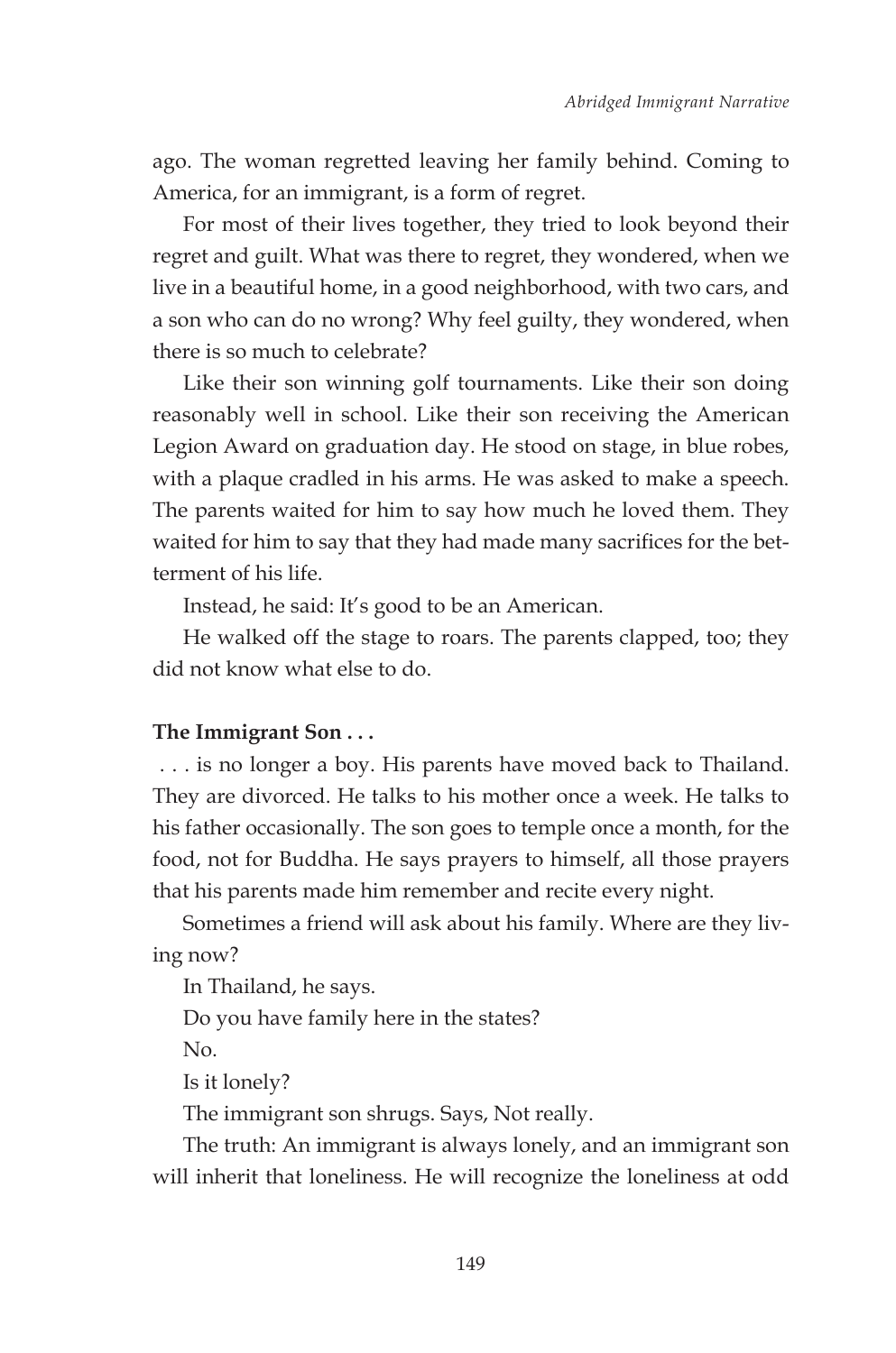ago. The woman regretted leaving her family behind. Coming to America, for an immigrant, is a form of regret.

For most of their lives together, they tried to look beyond their regret and guilt. What was there to regret, they wondered, when we live in a beautiful home, in a good neighborhood, with two cars, and a son who can do no wrong? Why feel guilty, they wondered, when there is so much to celebrate?

Like their son winning golf tournaments. Like their son doing reasonably well in school. Like their son receiving the American Legion Award on graduation day. He stood on stage, in blue robes, with a plaque cradled in his arms. He was asked to make a speech. The parents waited for him to say how much he loved them. They waited for him to say that they had made many sacrifices for the betterment of his life.

Instead, he said: It's good to be an American.

He walked off the stage to roars. The parents clapped, too; they did not know what else to do.

**The Immigrant Son . . .**

. . . is no longer a boy. His parents have moved back to Thailand. They are divorced. He talks to his mother once a week. He talks to his father occasionally. The son goes to temple once a month, for the food, not for Buddha. He says prayers to himself, all those prayers that his parents made him remember and recite every night.

Sometimes a friend will ask about his family. Where are they living now?

In Thailand, he says.

Do you have family here in the states?

No.

Is it lonely?

The immigrant son shrugs. Says, Not really.

The truth: An immigrant is always lonely, and an immigrant son will inherit that loneliness. He will recognize the loneliness at odd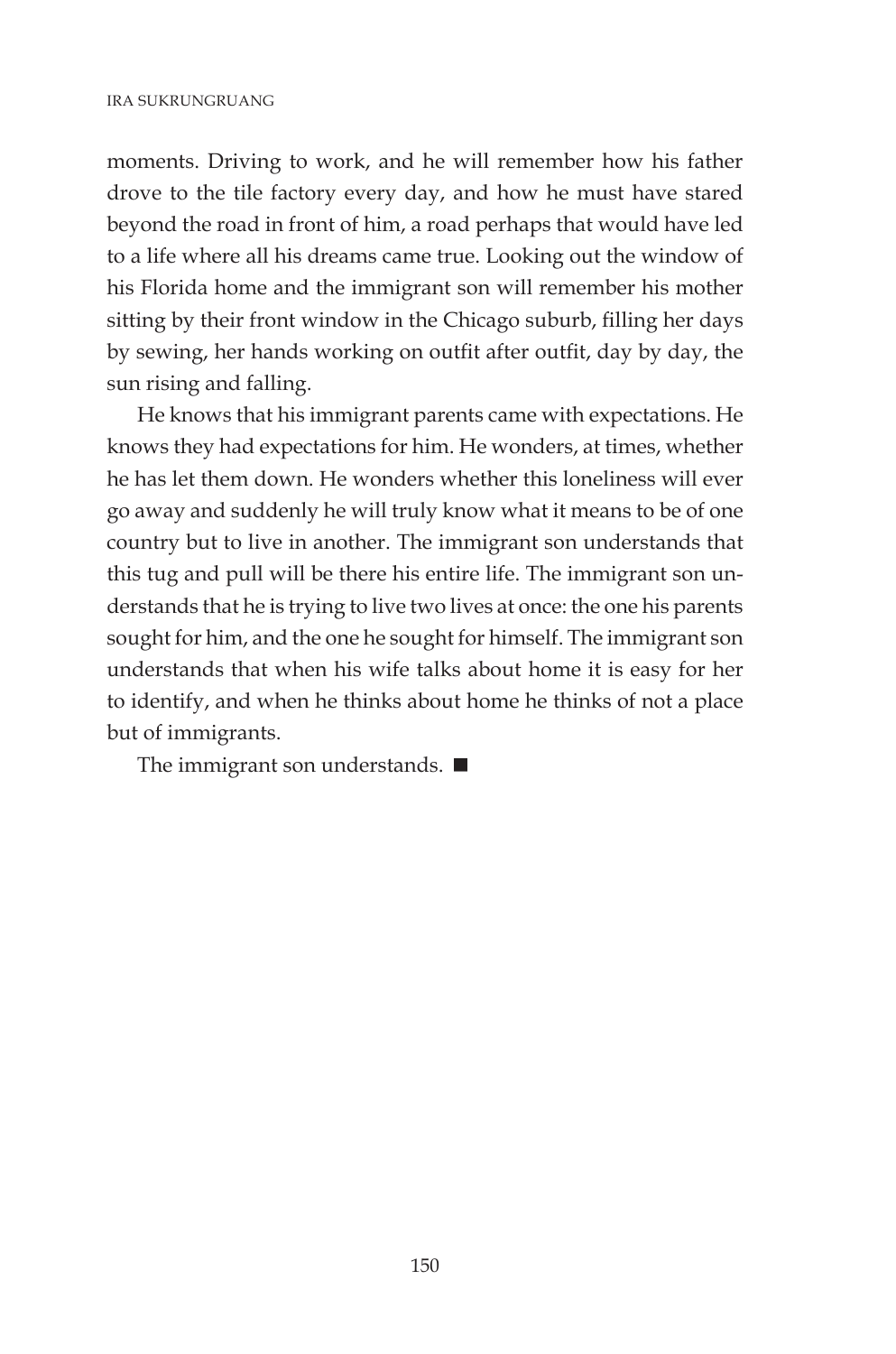moments. Driving to work, and he will remember how his father drove to the tile factory every day, and how he must have stared beyond the road in front of him, a road perhaps that would have led to a life where all his dreams came true. Looking out the window of his Florida home and the immigrant son will remember his mother sitting by their front window in the Chicago suburb, filling her days by sewing, her hands working on outfit after outfit, day by day, the sun rising and falling.

He knows that his immigrant parents came with expectations. He knows they had expectations for him. He wonders, at times, whether he has let them down. He wonders whether this loneliness will ever go away and suddenly he will truly know what it means to be of one country but to live in another. The immigrant son understands that this tug and pull will be there his entire life. The immigrant son understands that he is trying to live two lives at once: the one his parents sought for him, and the one he sought for himself. The immigrant son understands that when his wife talks about home it is easy for her to identify, and when he thinks about home he thinks of not a place but of immigrants.

The immigrant son understands. ■